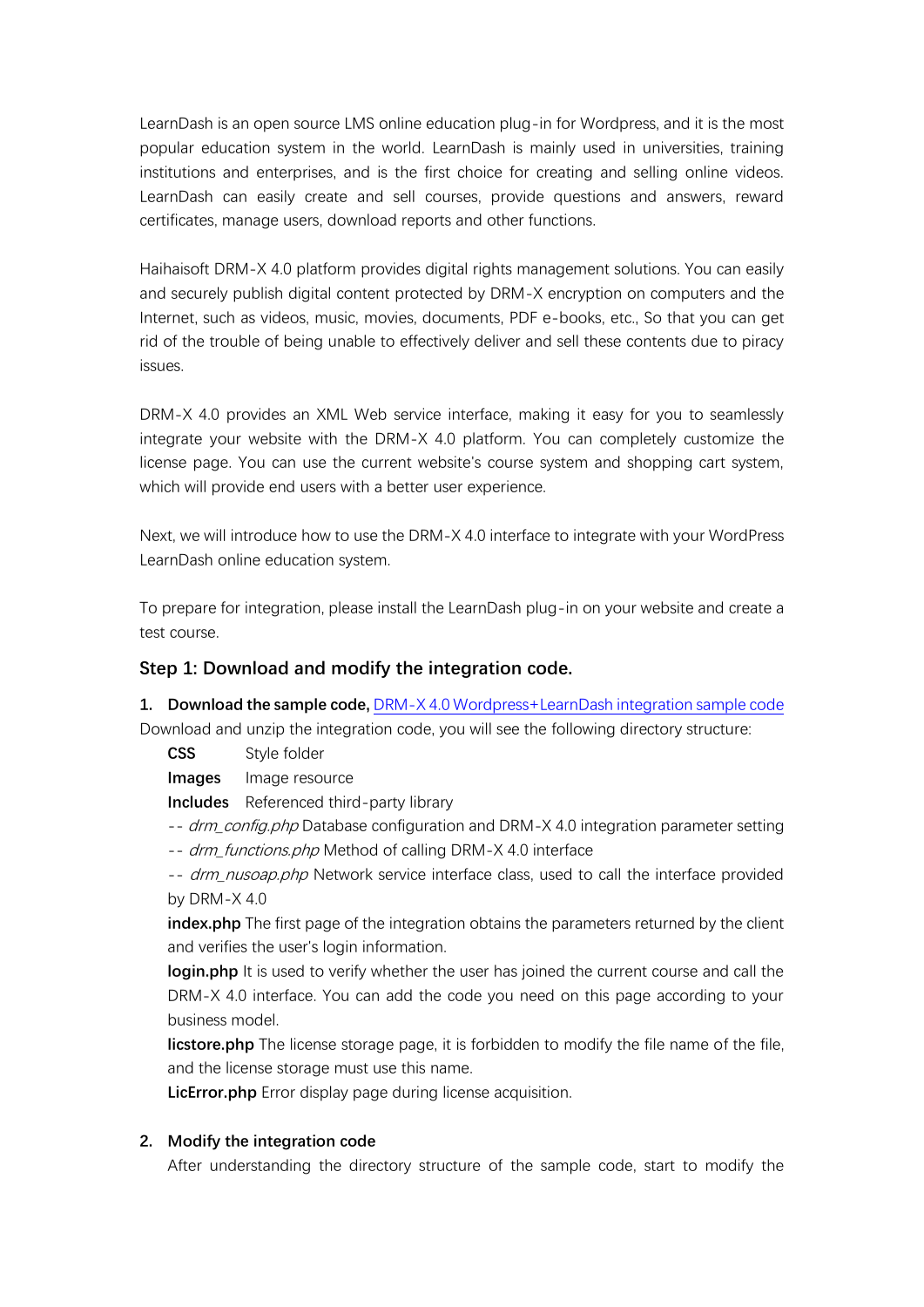LearnDash is an open source LMS online education plug-in for Wordpress, and it is the most popular education system in the world. LearnDash is mainly used in universities, training institutions and enterprises, and is the first choice for creating and selling online videos. LearnDash can easily create and sell courses, provide questions and answers, reward certificates, manage users, download reports and other functions.

Haihaisoft DRM-X 4.0 platform provides digital rights management solutions. You can easily and securely publish digital content protected by DRM-X encryption on computers and the Internet, such as videos, music, movies, documents, PDF e-books, etc., So that you can get rid of the trouble of being unable to effectively deliver and sell these contents due to piracy issues.

DRM-X 4.0 provides an XML Web service interface, making it easy for you to seamlessly integrate your website with the DRM-X 4.0 platform. You can completely customize the license page. You can use the current website's course system and shopping cart system, which will provide end users with a better user experience.

Next, we will introduce how to use the DRM-X 4.0 interface to integrate with your WordPress LearnDash online education system.

To prepare for integration, please install the LearnDash plug-in on your website and create a test course.

### Step 1: Download and modify the integration code.

1. **Download the sample code,** [DRM-X 4.0 Wordpress+LearnDash integration sample code]()

Download and unzip the integration code, you will see the following directory structure:

**CSS** Style folder

**Images** Image resource

**Includes** Referenced third-party library

-- *drm_config.php* Database configuration and DRM-X 4.0 integration parameter setting

-- *drm_functions.php* Method of calling DRM-X 4.0 interface

-- *drm_nusoap.php* Network service interface class, used to call the interface provided by DRM-X 4.0

**index.php** The first page of the integration obtains the parameters returned by the client and verifies the user's login information.

**login.php** It is used to verify whether the user has joined the current course and call the DRM-X 4.0 interface. You can add the code you need on this page according to your business model.

**licstore.php** The license storage page, it is forbidden to modify the file name of the file, and the license storage must use this name.

**LicError.php** Error display page during license acquisition.

2. **Modify the integration code**

After understanding the directory structure of the sample code, start to modify the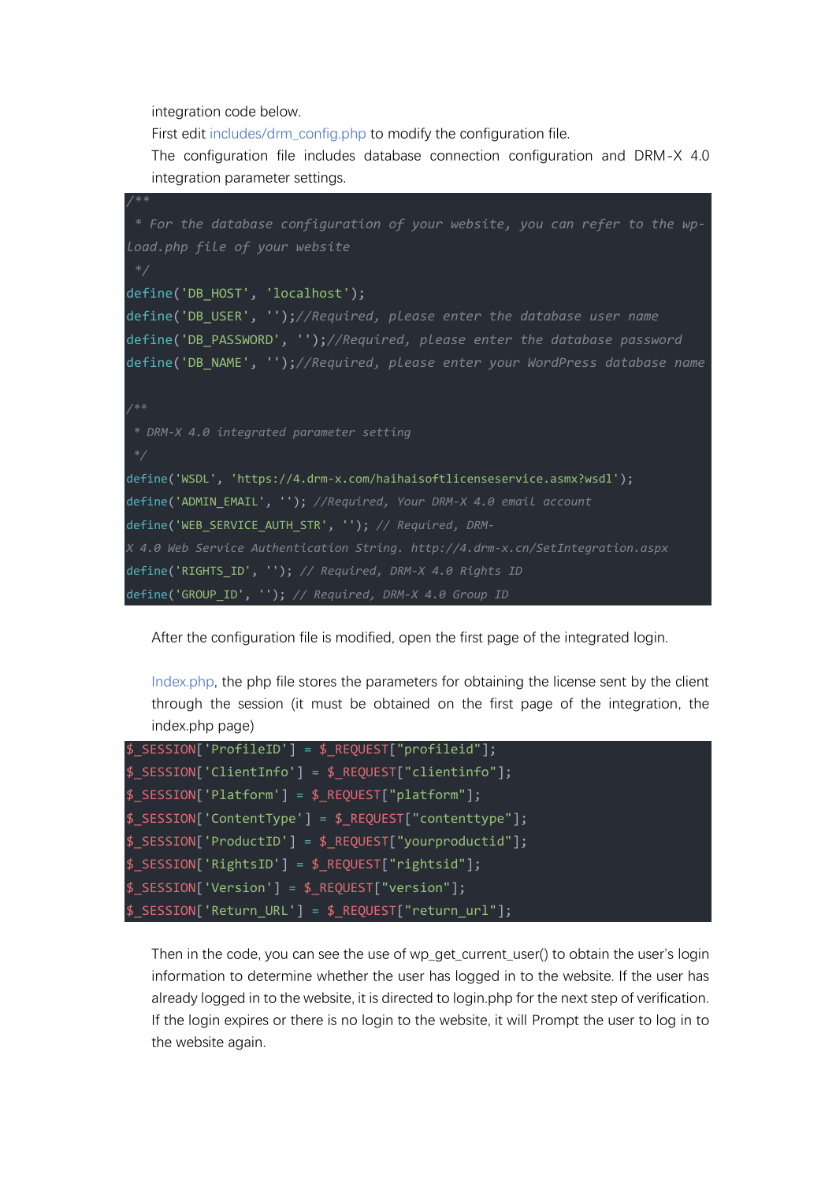integration code below.

First edit includes/drm_config.php to modify the configuration file.

The configuration file includes database connection configuration and DRM-X 4.0 integration parameter settings.

```
/**
 * For the database configuration of your website, you can refer to the wp-load.php file of your website
 */
define('DB_HOST', 'localhost');
define('DB_USER', '');//Required, please enter the database user name
define('DB_PASSWORD', '');//Required, please enter the database password
define('DB_NAME', '');//Required, please enter your WordPress database name

/**
 * DRM-X 4.0 integrated parameter setting
 */
define('WSDL', 'https://4.drm-x.com/haihaisoftlicenseservice.asmx?wsdl');
define('ADMIN_EMAIL', ''); //Required, Your DRM-X 4.0 email account
define('WEB_SERVICE_AUTH_STR', ''); // Required, DRM-X 4.0 Web Service Authentication String. http://4.drm-x.cn/SetIntegration.aspx
define('RIGHTS_ID', ''); // Required, DRM-X 4.0 Rights ID
define('GROUP_ID', ''); // Required, DRM-X 4.0 Group ID
```

After the configuration file is modified, open the first page of the integrated login.

Index.php, the php file stores the parameters for obtaining the license sent by the client through the session (it must be obtained on the first page of the integration, the index.php page)

```
$_SESSION['ProfileID'] = $_REQUEST["profileid"];
$_SESSION['ClientInfo'] = $_REQUEST["clientinfo"];
$_SESSION['Platform'] = $_REQUEST["platform"];
$_SESSION['ContentType'] = $_REQUEST["contenttype"];
$_SESSION['ProductID'] = $_REQUEST["yourproductid"];
$_SESSION['RightsID'] = $_REQUEST["rightsid"];
$_SESSION['Version'] = $_REQUEST["version"];
$_SESSION['Return_URL'] = $_REQUEST["return_url"];
```

Then in the code, you can see the use of wp_get_current_user() to obtain the user's login information to determine whether the user has logged in to the website. If the user has already logged in to the website, it is directed to login.php for the next step of verification. If the login expires or there is no login to the website, it will Prompt the user to log in to the website again.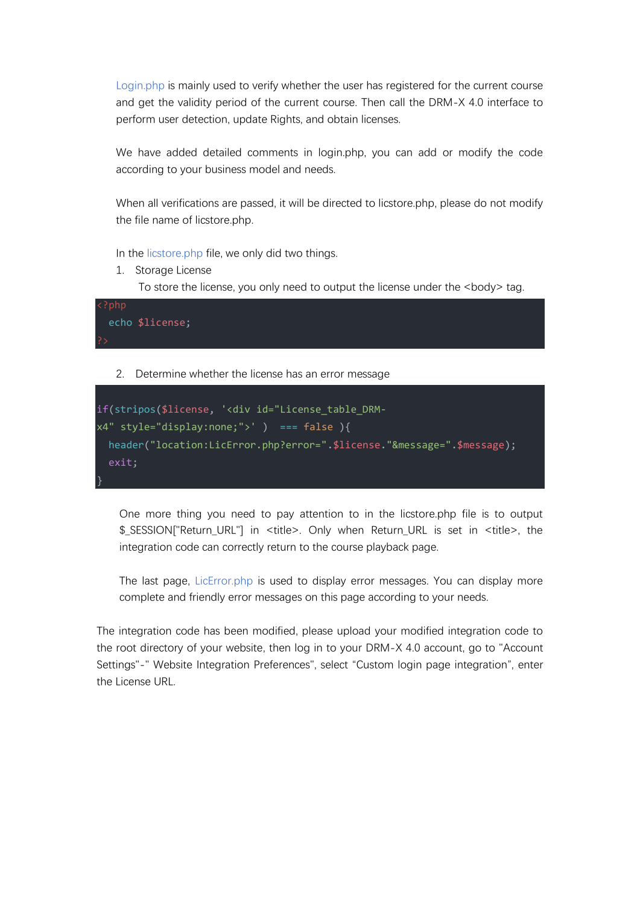Login.php is mainly used to verify whether the user has registered for the current course and get the validity period of the current course. Then call the DRM-X 4.0 interface to perform user detection, update Rights, and obtain licenses.

We have added detailed comments in login.php, you can add or modify the code according to your business model and needs.

When all verifications are passed, it will be directed to licstore.php, please do not modify the file name of licstore.php.

In the licstore.php file, we only did two things.

1. Storage License

   To store the license, you only need to output the license under the <body> tag.

```php
<?php
  echo $license;
?>
```

2. Determine whether the license has an error message

```php
if(stripos($license, '<div id="License_table_DRM-x4" style="display:none;">' )  === false ){
  header("location:LicError.php?error=".$license."&message=".$message);
  exit;
}
```

One more thing you need to pay attention to in the licstore.php file is to output $_SESSION["Return_URL"] in <title>. Only when Return_URL is set in <title>, the integration code can correctly return to the course playback page.

The last page, LicError.php is used to display error messages. You can display more complete and friendly error messages on this page according to your needs.

The integration code has been modified, please upload your modified integration code to the root directory of your website, then log in to your DRM-X 4.0 account, go to "Account Settings"-" Website Integration Preferences", select "Custom login page integration", enter the License URL.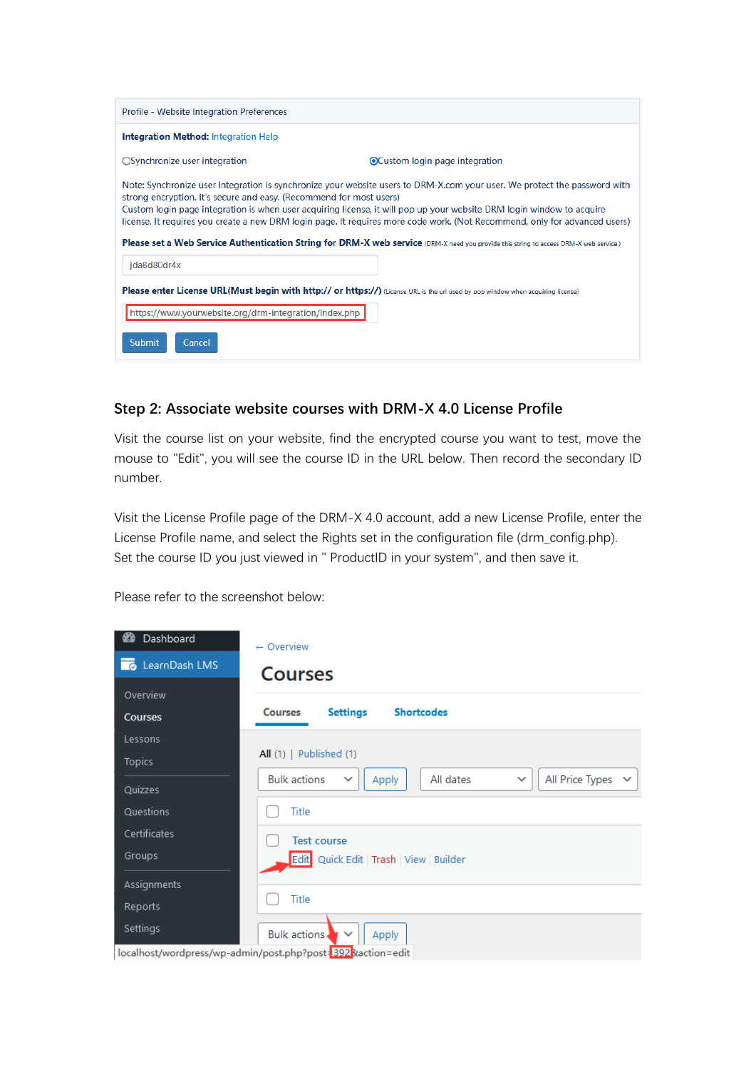Profile - Website Integration Preferences

**Integration Method:** Integration Help

○Synchronize user integration ◉Custom login page integration

Note: Synchronize user integration is synchronize your website users to DRM-X.com your user. We protect the password with strong encryption. It's secure and easy. (Recommend for most users)
Custom login page integration is when user acquiring license, it will pop up your website DRM login window to acquire license. It requires you create a new DRM login page. It requires more code work. (Not Recommend, only for advanced users)

**Please set a Web Service Authentication String for DRM-X web service** (DRM-X need you provide this string to access DRM-X web service)

jda8d80dr4x

**Please enter License URL(Must begin with http:// or https://)** (License URL is the url used by pop window when acquiring license)

https://www.yourwebsite.org/drm-integration/index.php

Submit Cancel

## Step 2: Associate website courses with DRM-X 4.0 License Profile

Visit the course list on your website, find the encrypted course you want to test, move the mouse to "Edit", you will see the course ID in the URL below. Then record the secondary ID number.

Visit the License Profile page of the DRM-X 4.0 account, add a new License Profile, enter the License Profile name, and select the Rights set in the configuration file (drm_config.php). Set the course ID you just viewed in " ProductID in your system", and then save it.

Please refer to the screenshot below:

Dashboard
LearnDash LMS
Overview
Courses
Lessons
Topics
Quizzes
Questions
Certificates
Groups
Assignments
Reports
Settings

← Overview

Courses

Courses Settings Shortcodes

All (1) | Published (1)

Bulk actions Apply All dates All Price Types

Title

Test course
Edit | Quick Edit | Trash | View | Builder

Title

Bulk actions Apply

localhost/wordpress/wp-admin/post.php?post=392&action=edit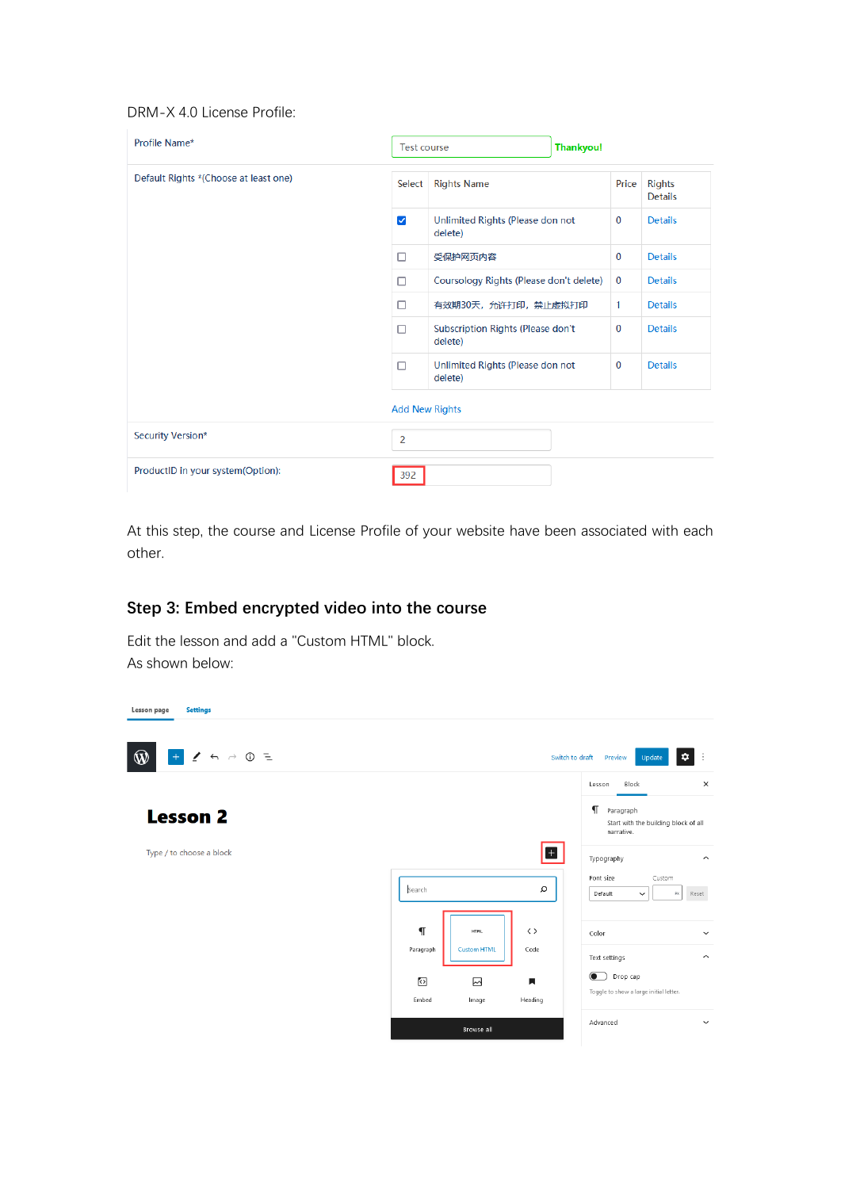DRM-X 4.0 License Profile:

| | |
|---|---|
| Profile Name* | Test course — Thankyou! |
| Default Rights *(Choose at least one) | See table below |
| Security Version* | 2 |
| ProductID in your system(Option): | 392 |

| Select | Rights Name | Price | Rights Details |
|---|---|---|---|
| ☑ | Unlimited Rights (Please don not delete) | 0 | Details |
| ☐ | 受保护网页内容 | 0 | Details |
| ☐ | Coursology Rights (Please don't delete) | 0 | Details |
| ☐ | 有效期30天，允许打印，禁止虚拟打印 | 1 | Details |
| ☐ | Subscription Rights (Please don't delete) | 0 | Details |
| ☐ | Unlimited Rights (Please don not delete) | 0 | Details |

Add New Rights

At this step, the course and License Profile of your website have been associated with each other.

## Step 3: Embed encrypted video into the course

Edit the lesson and add a "Custom HTML" block.
As shown below: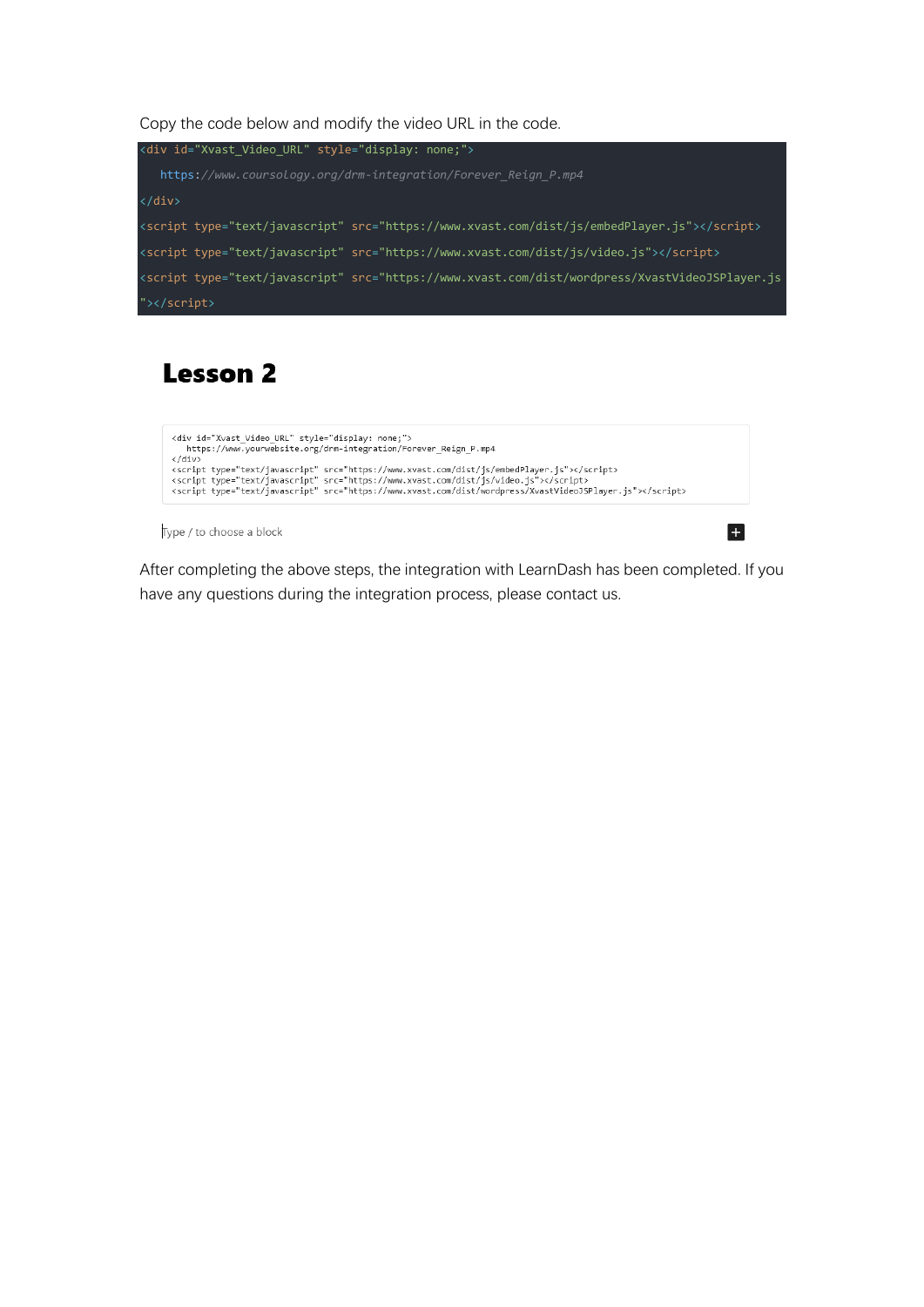Copy the code below and modify the video URL in the code.

```
<div id="Xvast_Video_URL" style="display: none;">
   https://www.coursology.org/drm-integration/Forever_Reign_P.mp4
</div>
<script type="text/javascript" src="https://www.xvast.com/dist/js/embedPlayer.js"></script>
<script type="text/javascript" src="https://www.xvast.com/dist/js/video.js"></script>
<script type="text/javascript" src="https://www.xvast.com/dist/wordpress/XvastVideoJSPlayer.js
"></script>
```

# Lesson 2

```
<div id="Xvast_Video_URL" style="display: none;">
   https://www.yourwebsite.org/drm-integration/Forever_Reign_P.mp4
</div>
<script type="text/javascript" src="https://www.xvast.com/dist/js/embedPlayer.js"></script>
<script type="text/javascript" src="https://www.xvast.com/dist/js/video.js"></script>
<script type="text/javascript" src="https://www.xvast.com/dist/wordpress/XvastVideoJSPlayer.js"></script>
```

Type / to choose a block

After completing the above steps, the integration with LearnDash has been completed. If you have any questions during the integration process, please contact us.